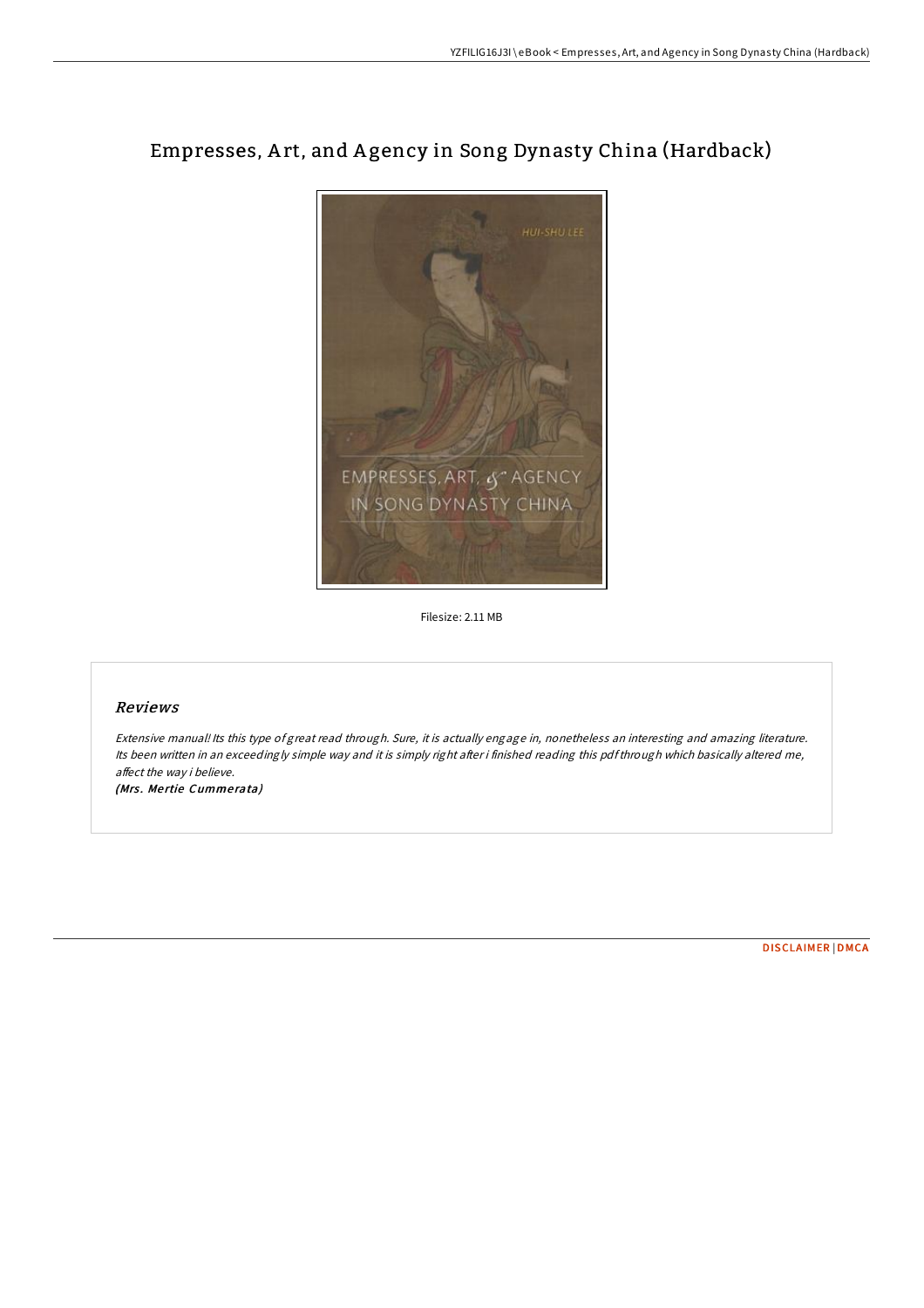# Empresses, Art, and Agency in Song Dynasty China (Hardback)

Filesize: 2.11 MB

## Reviews

*Extensive manual! Its this type of great read through. Sure, it is actually engage in, nonetheless an interesting and amazing literature. Its been written in an exceedingly simple way and it is simply right after i finished reading this pdf through which basically altered me, affect the way i believe.*

*(Mrs. Mertie Cummerata)*

DISCLAIMER | DMCA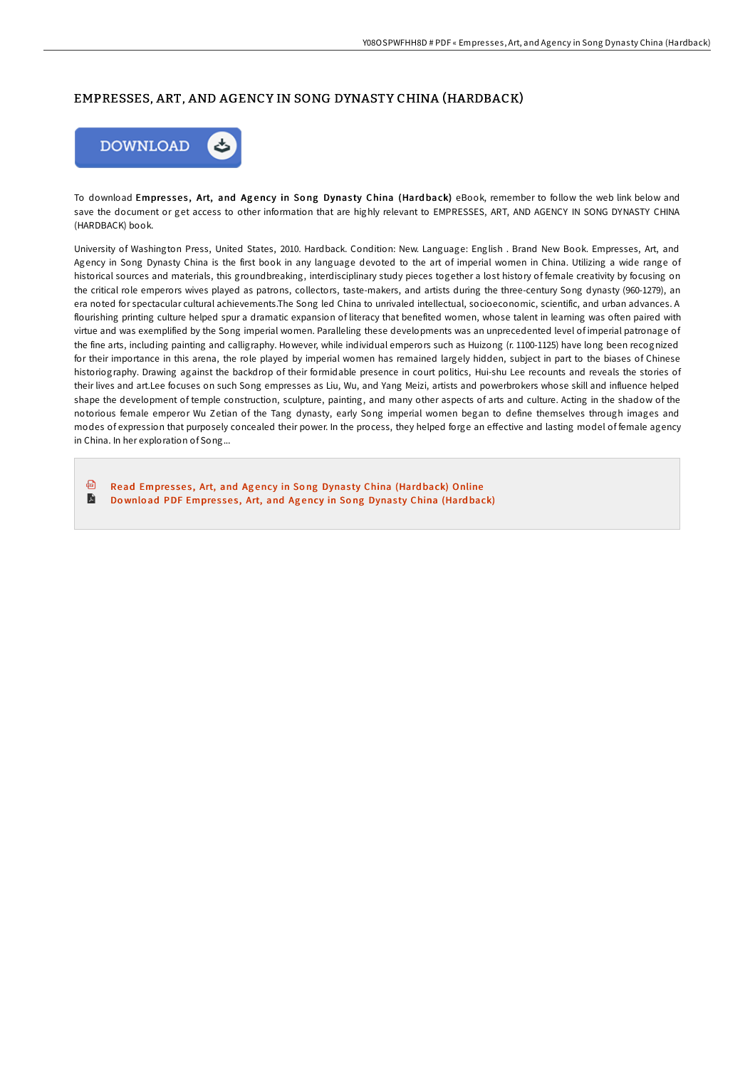# EMPRESSES, ART, AND AGENCY IN SONG DYNASTY CHINA (HARDBACK)

DOWNLOAD

To download **Empresses, Art, and Agency in Song Dynasty China (Hardback)** eBook, remember to follow the web link below and save the document or get access to other information that are highly relevant to EMPRESSES, ART, AND AGENCY IN SONG DYNASTY CHINA (HARDBACK) book.

University of Washington Press, United States, 2010. Hardback. Condition: New. Language: English . Brand New Book. Empresses, Art, and Agency in Song Dynasty China is the first book in any language devoted to the art of imperial women in China. Utilizing a wide range of historical sources and materials, this groundbreaking, interdisciplinary study pieces together a lost history of female creativity by focusing on the critical role emperors wives played as patrons, collectors, taste-makers, and artists during the three-century Song dynasty (960-1279), an era noted for spectacular cultural achievements.The Song led China to unrivaled intellectual, socioeconomic, scientific, and urban advances. A flourishing printing culture helped spur a dramatic expansion of literacy that benefited women, whose talent in learning was often paired with virtue and was exemplified by the Song imperial women. Paralleling these developments was an unprecedented level of imperial patronage of the fine arts, including painting and calligraphy. However, while individual emperors such as Huizong (r. 1100-1125) have long been recognized for their importance in this arena, the role played by imperial women has remained largely hidden, subject in part to the biases of Chinese historiography. Drawing against the backdrop of their formidable presence in court politics, Hui-shu Lee recounts and reveals the stories of their lives and art.Lee focuses on such Song empresses as Liu, Wu, and Yang Meizi, artists and powerbrokers whose skill and influence helped shape the development of temple construction, sculpture, painting, and many other aspects of arts and culture. Acting in the shadow of the notorious female emperor Wu Zetian of the Tang dynasty, early Song imperial women began to define themselves through images and modes of expression that purposely concealed their power. In the process, they helped forge an effective and lasting model of female agency in China. In her exploration of Song...

- Read Empresses, Art, and Agency in Song Dynasty China (Hardback) Online
- Download PDF Empresses, Art, and Agency in Song Dynasty China (Hardback)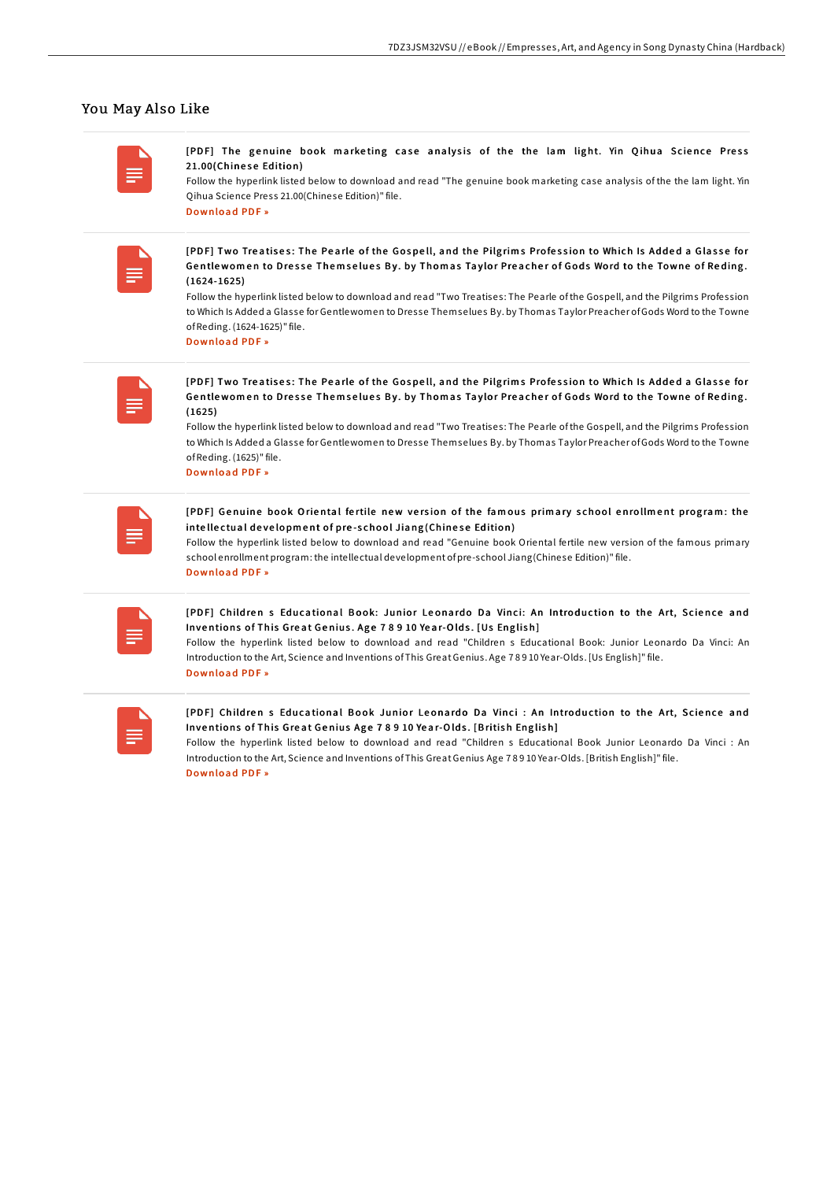## You May Also Like

[PDF] The genuine book marketing case analysis of the the lam light. Yin Qihua Science Press 21.00(Chinese Edition)

Follow the hyperlink listed below to download and read "The genuine book marketing case analysis of the the lam light. Yin Qihua Science Press 21.00(Chinese Edition)" file.

Download PDF »

[PDF] Two Treatises: The Pearle of the Gospell, and the Pilgrims Profession to Which Is Added a Glasse for Gentlewomen to Dresse Themselues By. by Thomas Taylor Preacher of Gods Word to the Towne of Reding. (1624-1625)

Follow the hyperlink listed below to download and read "Two Treatises: The Pearle of the Gospell, and the Pilgrims Profession to Which Is Added a Glasse for Gentlewomen to Dresse Themselues By. by Thomas Taylor Preacher of Gods Word to the Towne of Reding. (1624-1625)" file.

Download PDF »

[PDF] Two Treatises: The Pearle of the Gospell, and the Pilgrims Profession to Which Is Added a Glasse for Gentlewomen to Dresse Themselues By. by Thomas Taylor Preacher of Gods Word to the Towne of Reding. (1625)

Follow the hyperlink listed below to download and read "Two Treatises: The Pearle of the Gospell, and the Pilgrims Profession to Which Is Added a Glasse for Gentlewomen to Dresse Themselues By. by Thomas Taylor Preacher of Gods Word to the Towne of Reding. (1625)" file.

Download PDF »

[PDF] Genuine book Oriental fertile new version of the famous primary school enrollment program: the intellectual development of pre-school Jiang(Chinese Edition)

Follow the hyperlink listed below to download and read "Genuine book Oriental fertile new version of the famous primary school enrollment program: the intellectual development of pre-school Jiang(Chinese Edition)" file.

Download PDF »

[PDF] Children s Educational Book: Junior Leonardo Da Vinci: An Introduction to the Art, Science and Inventions of This Great Genius. Age 7 8 9 10 Year-Olds. [Us English]

Follow the hyperlink listed below to download and read "Children s Educational Book: Junior Leonardo Da Vinci: An Introduction to the Art, Science and Inventions of This Great Genius. Age 7 8 9 10 Year-Olds. [Us English]" file.

Download PDF »

[PDF] Children s Educational Book Junior Leonardo Da Vinci : An Introduction to the Art, Science and Inventions of This Great Genius Age 7 8 9 10 Year-Olds. [British English]

Follow the hyperlink listed below to download and read "Children s Educational Book Junior Leonardo Da Vinci : An Introduction to the Art, Science and Inventions of This Great Genius Age 7 8 9 10 Year-Olds. [British English]" file.

Download PDF »